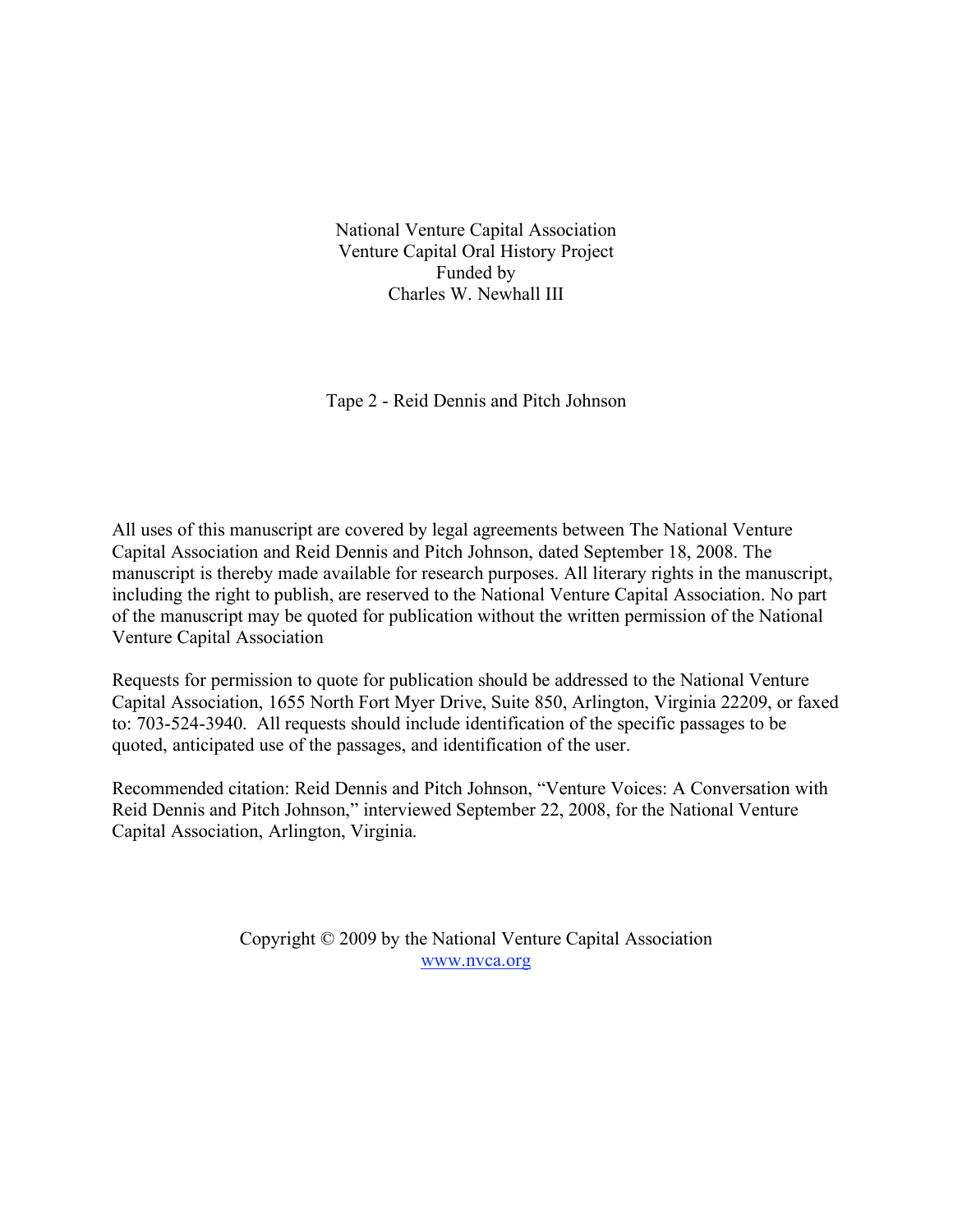National Venture Capital Association
Venture Capital Oral History Project
Funded by
Charles W. Newhall III

Tape 2 - Reid Dennis and Pitch Johnson

All uses of this manuscript are covered by legal agreements between The National Venture Capital Association and Reid Dennis and Pitch Johnson, dated September 18, 2008. The manuscript is thereby made available for research purposes. All literary rights in the manuscript, including the right to publish, are reserved to the National Venture Capital Association. No part of the manuscript may be quoted for publication without the written permission of the National Venture Capital Association

Requests for permission to quote for publication should be addressed to the National Venture Capital Association, 1655 North Fort Myer Drive, Suite 850, Arlington, Virginia 22209, or faxed to: 703-524-3940. All requests should include identification of the specific passages to be quoted, anticipated use of the passages, and identification of the user.

Recommended citation: Reid Dennis and Pitch Johnson, "Venture Voices: A Conversation with Reid Dennis and Pitch Johnson," interviewed September 22, 2008, for the National Venture Capital Association, Arlington, Virginia.

Copyright © 2009 by the National Venture Capital Association
www.nvca.org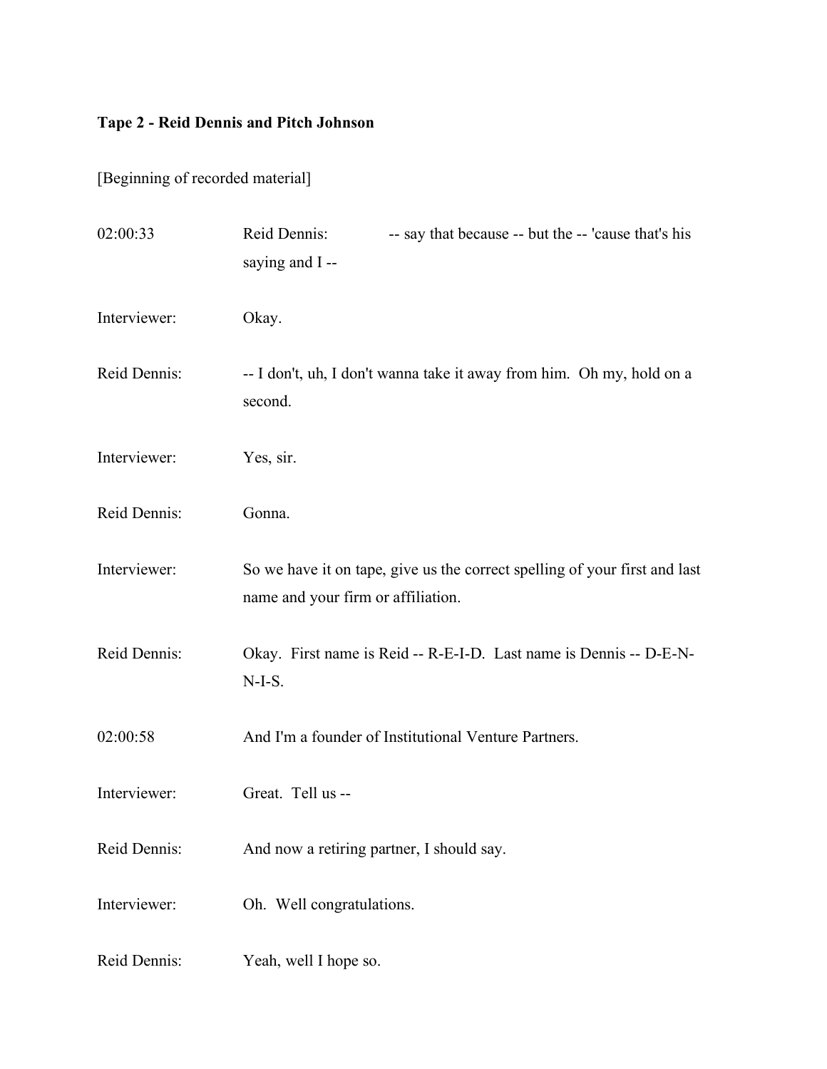**Tape 2 - Reid Dennis and Pitch Johnson**

[Beginning of recorded material]

02:00:33 Reid Dennis: -- say that because -- but the -- 'cause that's his saying and I --

Interviewer: Okay.

Reid Dennis: -- I don't, uh, I don't wanna take it away from him. Oh my, hold on a second.

Interviewer: Yes, sir.

Reid Dennis: Gonna.

Interviewer: So we have it on tape, give us the correct spelling of your first and last name and your firm or affiliation.

Reid Dennis: Okay. First name is Reid -- R-E-I-D. Last name is Dennis -- D-E-N-N-I-S.

02:00:58 And I'm a founder of Institutional Venture Partners.

Interviewer: Great. Tell us --

Reid Dennis: And now a retiring partner, I should say.

Interviewer: Oh. Well congratulations.

Reid Dennis: Yeah, well I hope so.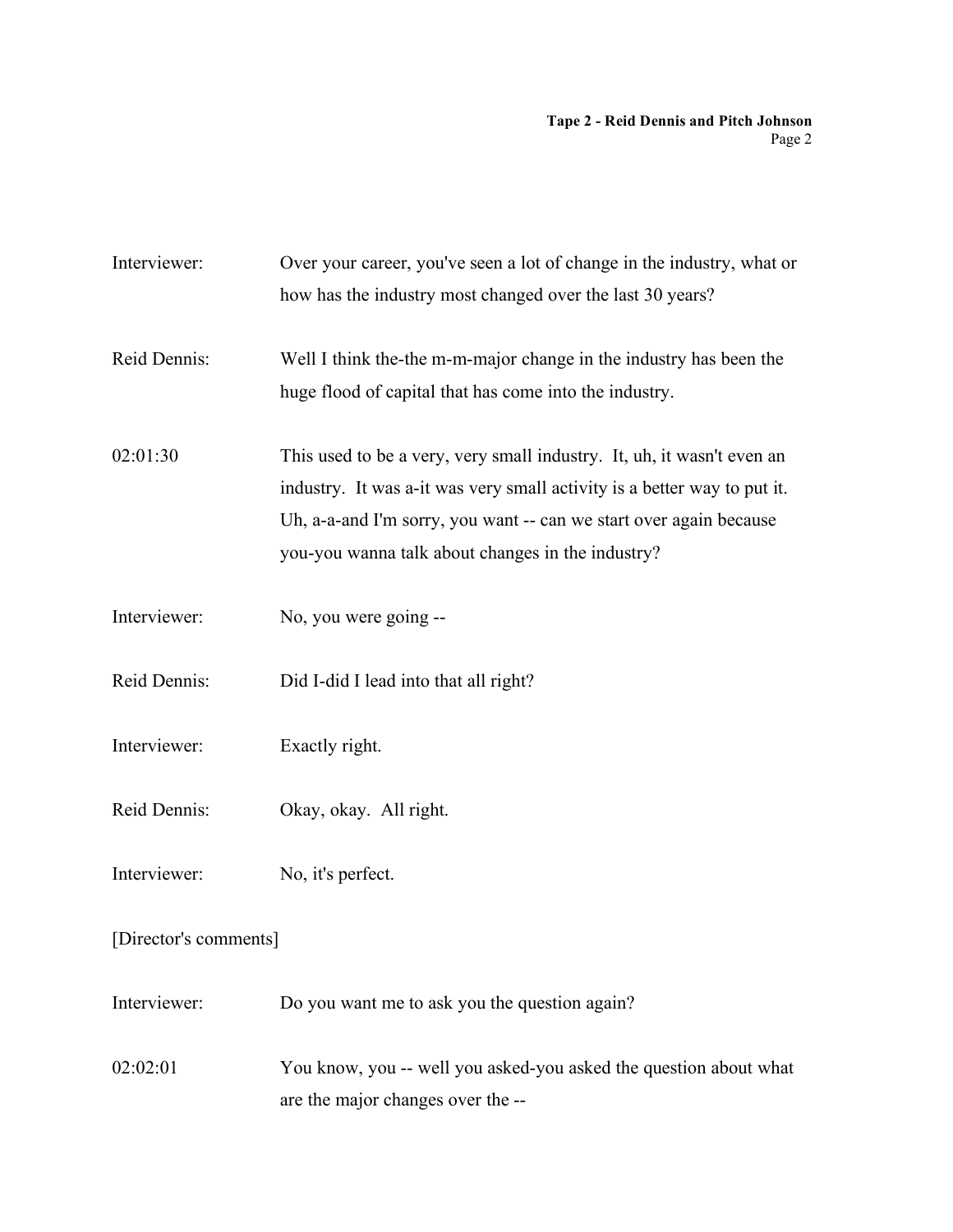Interviewer: Over your career, you've seen a lot of change in the industry, what or how has the industry most changed over the last 30 years?

Reid Dennis: Well I think the-the m-m-major change in the industry has been the huge flood of capital that has come into the industry.

02:01:30 This used to be a very, very small industry. It, uh, it wasn't even an industry. It was a-it was very small activity is a better way to put it. Uh, a-a-and I'm sorry, you want -- can we start over again because you-you wanna talk about changes in the industry?

Interviewer: No, you were going --

Reid Dennis: Did I-did I lead into that all right?

Interviewer: Exactly right.

Reid Dennis: Okay, okay. All right.

Interviewer: No, it's perfect.

[Director's comments]

Interviewer: Do you want me to ask you the question again?

02:02:01 You know, you -- well you asked-you asked the question about what are the major changes over the --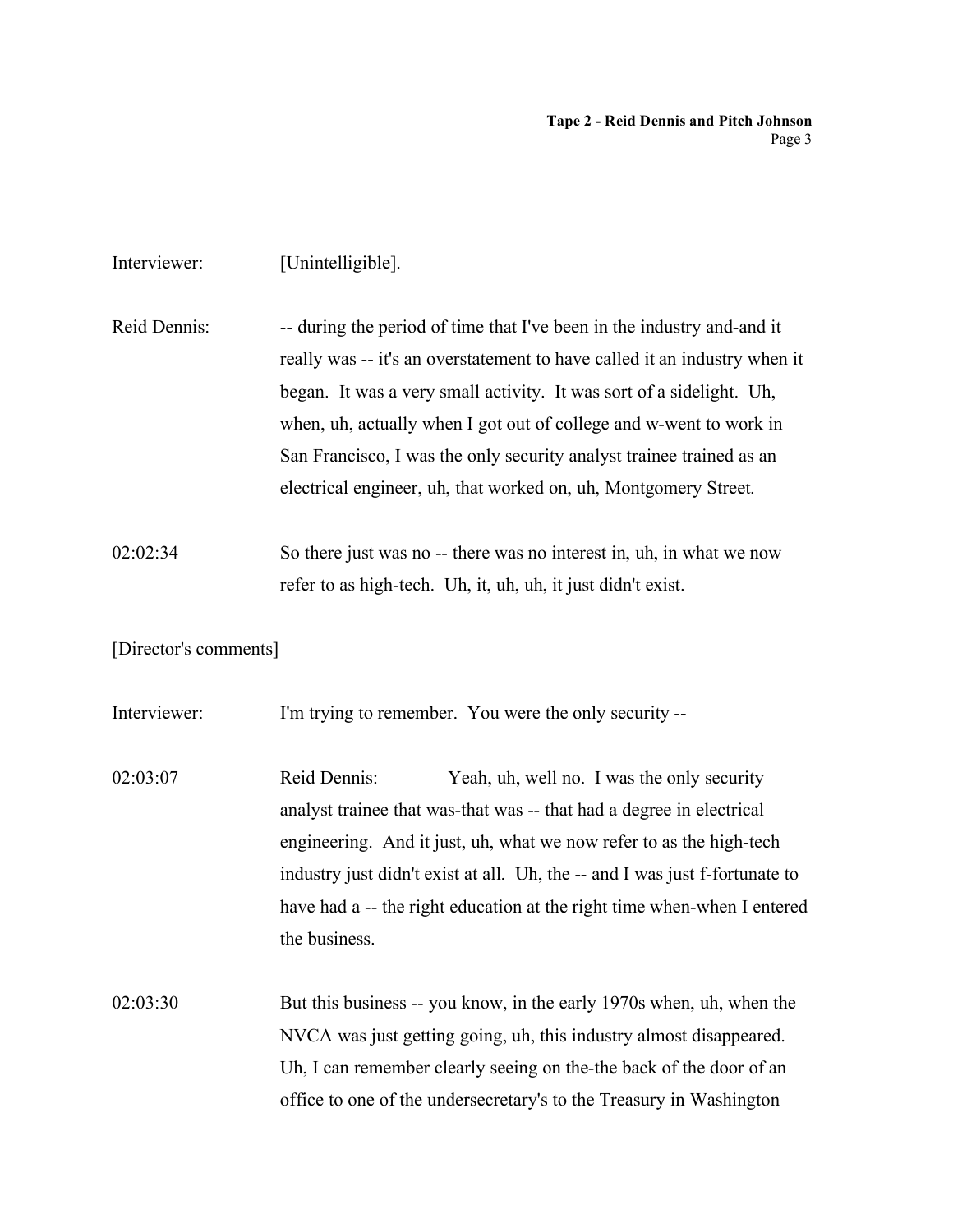Interviewer: [Unintelligible].

Reid Dennis: -- during the period of time that I've been in the industry and-and it really was -- it's an overstatement to have called it an industry when it began. It was a very small activity. It was sort of a sidelight. Uh, when, uh, actually when I got out of college and w-went to work in San Francisco, I was the only security analyst trainee trained as an electrical engineer, uh, that worked on, uh, Montgomery Street.

02:02:34 So there just was no -- there was no interest in, uh, in what we now refer to as high-tech. Uh, it, uh, uh, it just didn't exist.

[Director's comments]

Interviewer: I'm trying to remember. You were the only security --

02:03:07 Reid Dennis: Yeah, uh, well no. I was the only security analyst trainee that was-that was -- that had a degree in electrical engineering. And it just, uh, what we now refer to as the high-tech industry just didn't exist at all. Uh, the -- and I was just f-fortunate to have had a -- the right education at the right time when-when I entered the business.

02:03:30 But this business -- you know, in the early 1970s when, uh, when the NVCA was just getting going, uh, this industry almost disappeared. Uh, I can remember clearly seeing on the-the back of the door of an office to one of the undersecretary's to the Treasury in Washington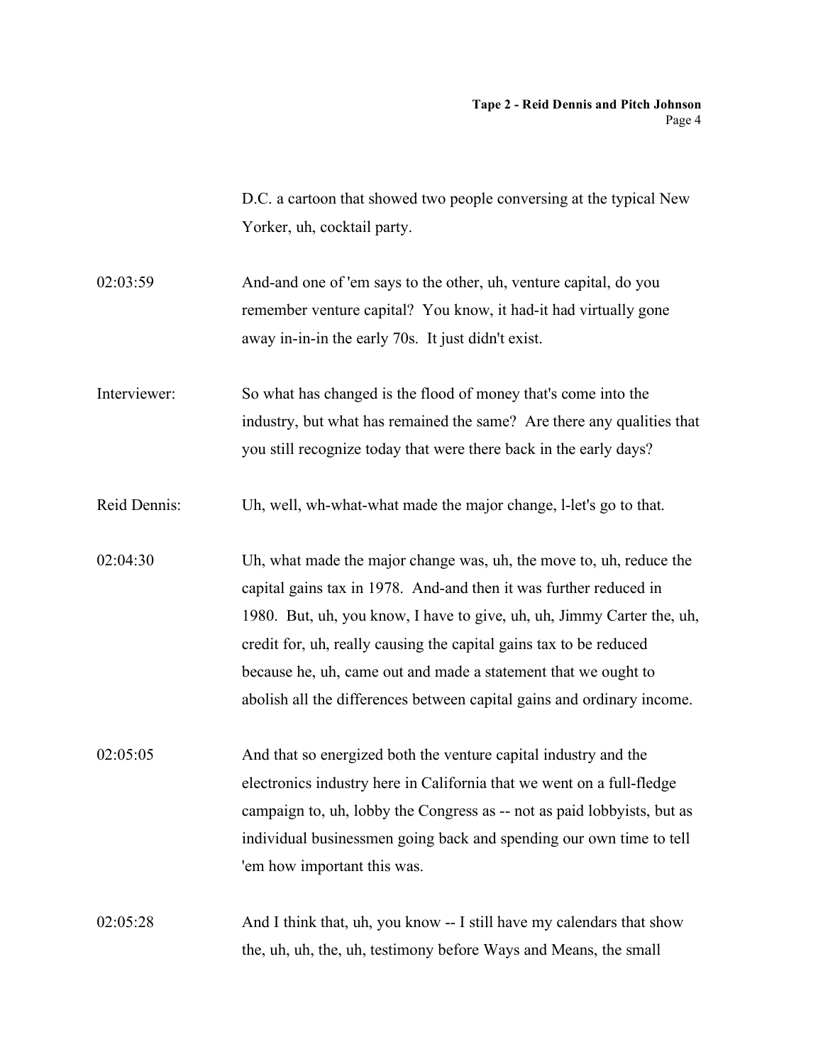D.C. a cartoon that showed two people conversing at the typical New Yorker, uh, cocktail party.

02:03:59 And-and one of 'em says to the other, uh, venture capital, do you remember venture capital? You know, it had-it had virtually gone away in-in-in the early 70s. It just didn't exist.

Interviewer: So what has changed is the flood of money that's come into the industry, but what has remained the same? Are there any qualities that you still recognize today that were there back in the early days?

Reid Dennis: Uh, well, wh-what-what made the major change, l-let's go to that.

02:04:30 Uh, what made the major change was, uh, the move to, uh, reduce the capital gains tax in 1978. And-and then it was further reduced in 1980. But, uh, you know, I have to give, uh, uh, Jimmy Carter the, uh, credit for, uh, really causing the capital gains tax to be reduced because he, uh, came out and made a statement that we ought to abolish all the differences between capital gains and ordinary income.

02:05:05 And that so energized both the venture capital industry and the electronics industry here in California that we went on a full-fledge campaign to, uh, lobby the Congress as -- not as paid lobbyists, but as individual businessmen going back and spending our own time to tell 'em how important this was.

02:05:28 And I think that, uh, you know -- I still have my calendars that show the, uh, uh, the, uh, testimony before Ways and Means, the small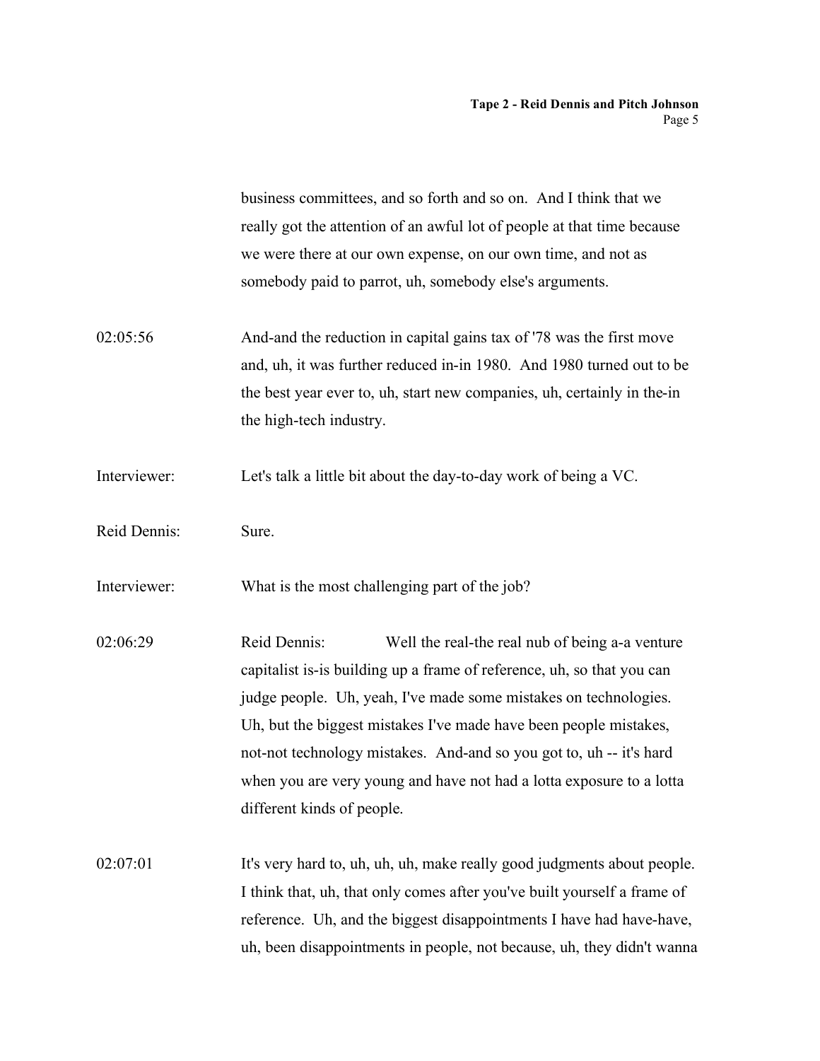business committees, and so forth and so on. And I think that we really got the attention of an awful lot of people at that time because we were there at our own expense, on our own time, and not as somebody paid to parrot, uh, somebody else's arguments.

02:05:56 And-and the reduction in capital gains tax of '78 was the first move and, uh, it was further reduced in-in 1980. And 1980 turned out to be the best year ever to, uh, start new companies, uh, certainly in the-in the high-tech industry.

Interviewer: Let's talk a little bit about the day-to-day work of being a VC.

Reid Dennis: Sure.

Interviewer: What is the most challenging part of the job?

02:06:29 Reid Dennis: Well the real-the real nub of being a-a venture capitalist is-is building up a frame of reference, uh, so that you can judge people. Uh, yeah, I've made some mistakes on technologies. Uh, but the biggest mistakes I've made have been people mistakes, not-not technology mistakes. And-and so you got to, uh -- it's hard when you are very young and have not had a lotta exposure to a lotta different kinds of people.

02:07:01 It's very hard to, uh, uh, uh, make really good judgments about people. I think that, uh, that only comes after you've built yourself a frame of reference. Uh, and the biggest disappointments I have had have-have, uh, been disappointments in people, not because, uh, they didn't wanna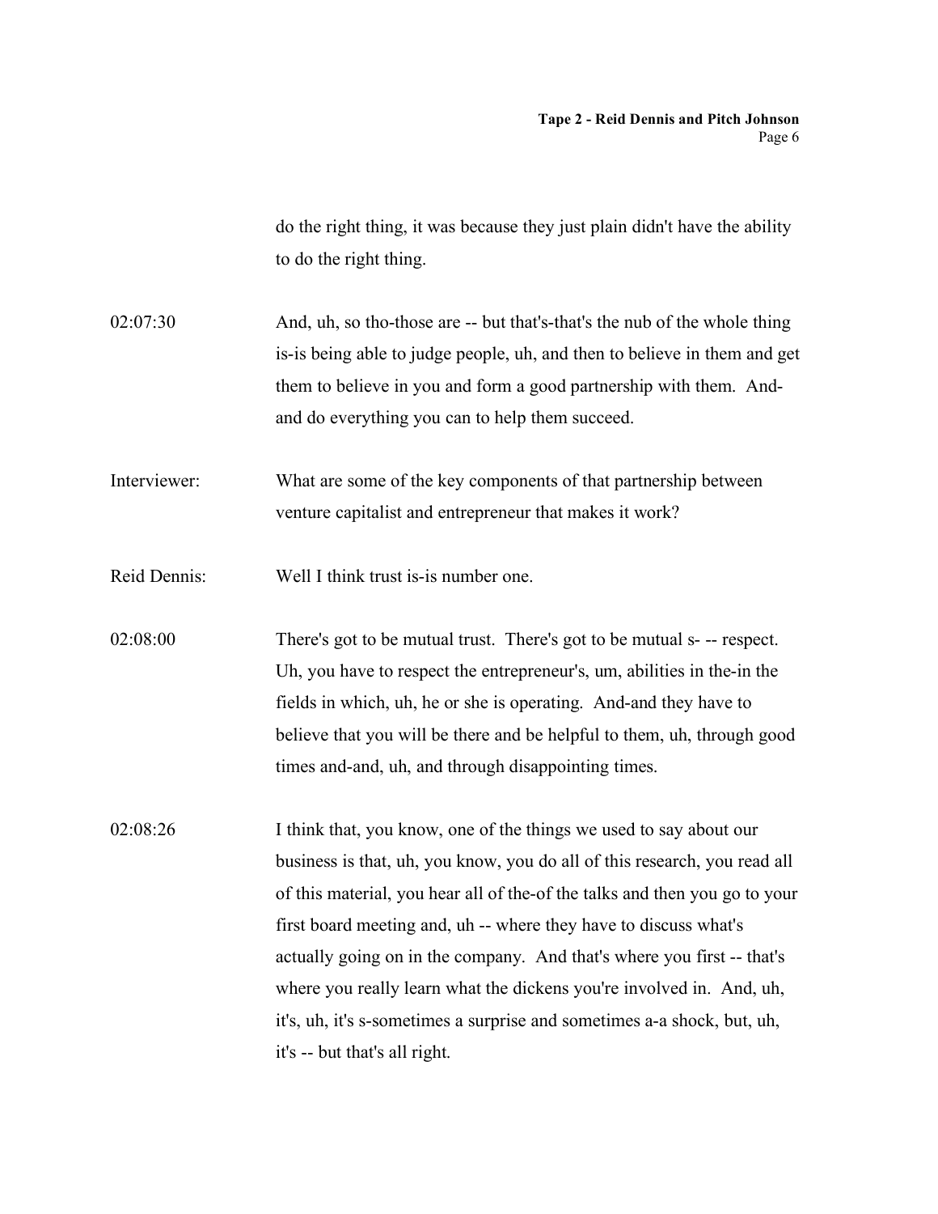do the right thing, it was because they just plain didn't have the ability to do the right thing.

02:07:30 And, uh, so tho-those are -- but that's-that's the nub of the whole thing is-is being able to judge people, uh, and then to believe in them and get them to believe in you and form a good partnership with them. And-and do everything you can to help them succeed.

Interviewer: What are some of the key components of that partnership between venture capitalist and entrepreneur that makes it work?

Reid Dennis: Well I think trust is-is number one.

02:08:00 There's got to be mutual trust. There's got to be mutual s- -- respect. Uh, you have to respect the entrepreneur's, um, abilities in the-in the fields in which, uh, he or she is operating. And-and they have to believe that you will be there and be helpful to them, uh, through good times and-and, uh, and through disappointing times.

02:08:26 I think that, you know, one of the things we used to say about our business is that, uh, you know, you do all of this research, you read all of this material, you hear all of the-of the talks and then you go to your first board meeting and, uh -- where they have to discuss what's actually going on in the company. And that's where you first -- that's where you really learn what the dickens you're involved in. And, uh, it's, uh, it's s-sometimes a surprise and sometimes a-a shock, but, uh, it's -- but that's all right.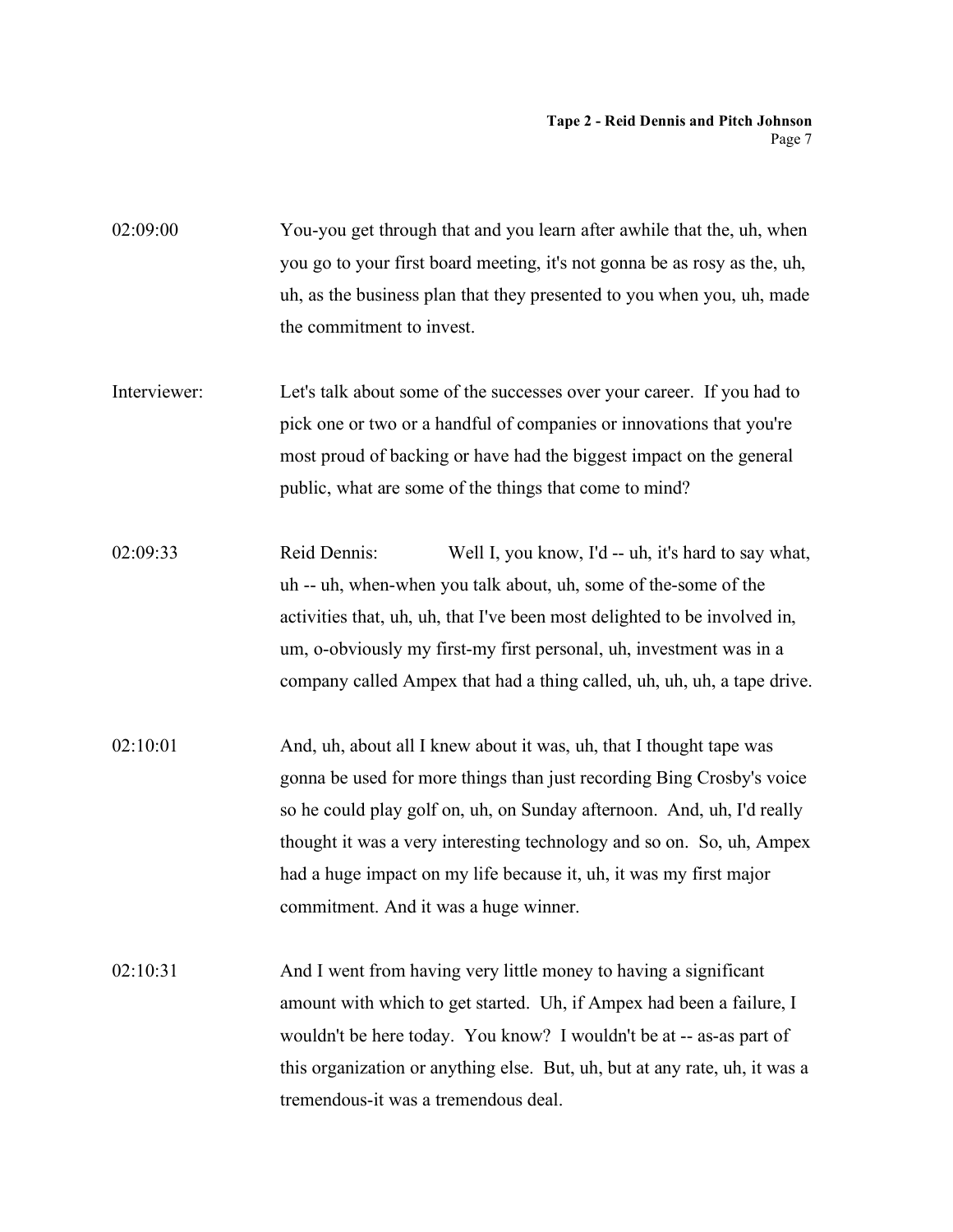02:09:00 You-you get through that and you learn after awhile that the, uh, when you go to your first board meeting, it's not gonna be as rosy as the, uh, uh, as the business plan that they presented to you when you, uh, made the commitment to invest.

Interviewer: Let's talk about some of the successes over your career. If you had to pick one or two or a handful of companies or innovations that you're most proud of backing or have had the biggest impact on the general public, what are some of the things that come to mind?

02:09:33 Reid Dennis: Well I, you know, I'd -- uh, it's hard to say what, uh -- uh, when-when you talk about, uh, some of the-some of the activities that, uh, uh, that I've been most delighted to be involved in, um, o-obviously my first-my first personal, uh, investment was in a company called Ampex that had a thing called, uh, uh, uh, a tape drive.

02:10:01 And, uh, about all I knew about it was, uh, that I thought tape was gonna be used for more things than just recording Bing Crosby's voice so he could play golf on, uh, on Sunday afternoon. And, uh, I'd really thought it was a very interesting technology and so on. So, uh, Ampex had a huge impact on my life because it, uh, it was my first major commitment. And it was a huge winner.

02:10:31 And I went from having very little money to having a significant amount with which to get started. Uh, if Ampex had been a failure, I wouldn't be here today. You know? I wouldn't be at -- as-as part of this organization or anything else. But, uh, but at any rate, uh, it was a tremendous-it was a tremendous deal.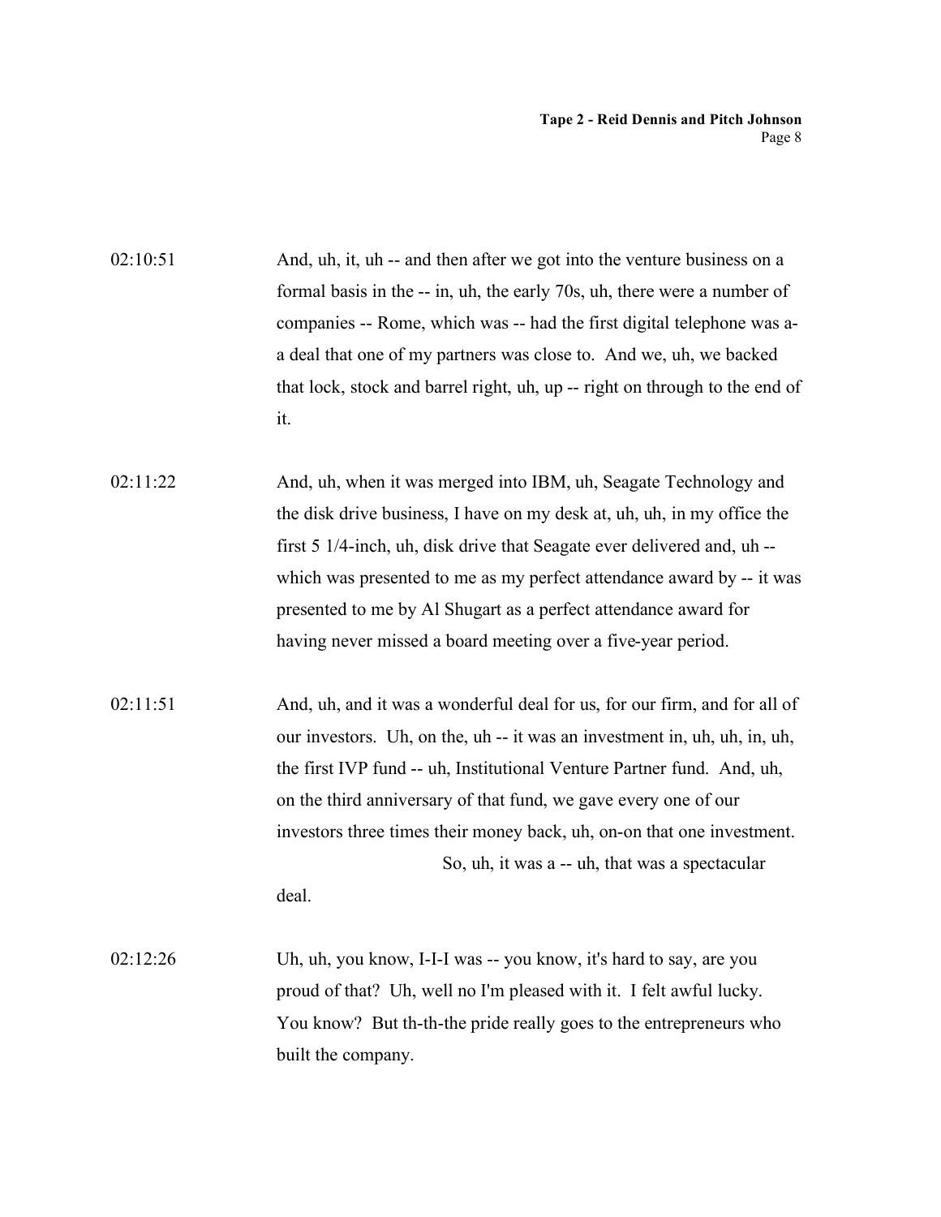02:10:51 And, uh, it, uh -- and then after we got into the venture business on a formal basis in the -- in, uh, the early 70s, uh, there were a number of companies -- Rome, which was -- had the first digital telephone was a-a deal that one of my partners was close to. And we, uh, we backed that lock, stock and barrel right, uh, up -- right on through to the end of it.

02:11:22 And, uh, when it was merged into IBM, uh, Seagate Technology and the disk drive business, I have on my desk at, uh, uh, in my office the first 5 1/4-inch, uh, disk drive that Seagate ever delivered and, uh -- which was presented to me as my perfect attendance award by -- it was presented to me by Al Shugart as a perfect attendance award for having never missed a board meeting over a five-year period.

02:11:51 And, uh, and it was a wonderful deal for us, for our firm, and for all of our investors. Uh, on the, uh -- it was an investment in, uh, uh, in, uh, the first IVP fund -- uh, Institutional Venture Partner fund. And, uh, on the third anniversary of that fund, we gave every one of our investors three times their money back, uh, on-on that one investment. So, uh, it was a -- uh, that was a spectacular deal.

02:12:26 Uh, uh, you know, I-I-I was -- you know, it's hard to say, are you proud of that? Uh, well no I'm pleased with it. I felt awful lucky. You know? But th-th-the pride really goes to the entrepreneurs who built the company.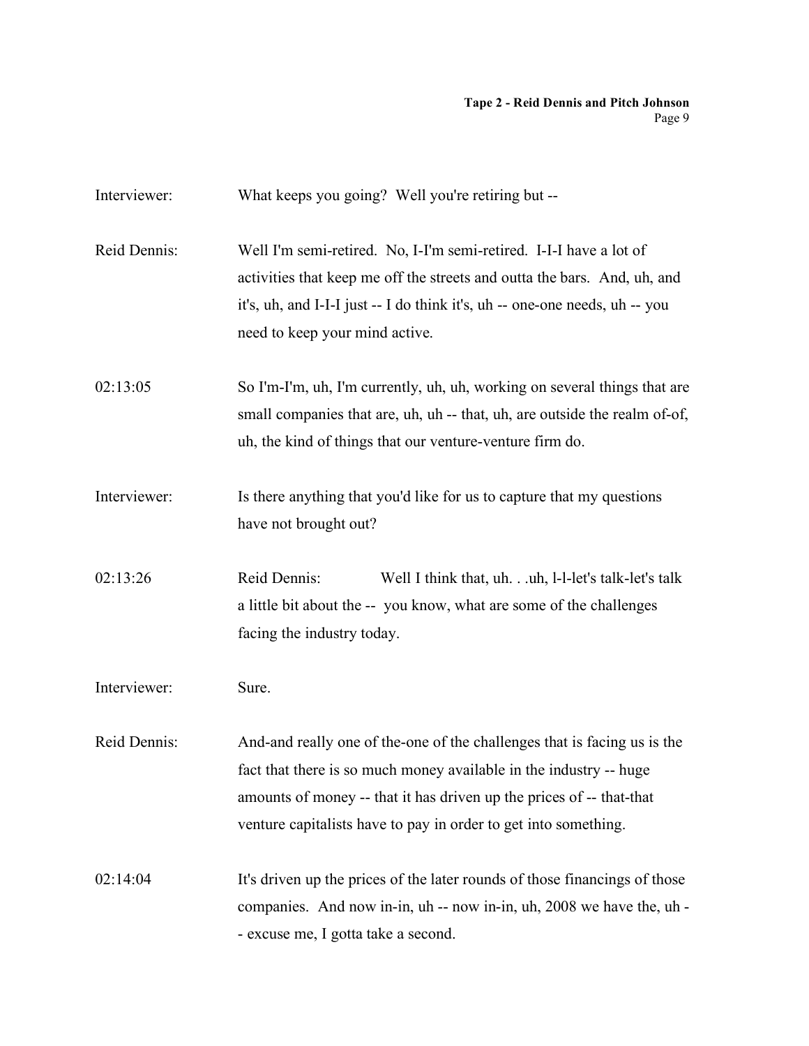Interviewer: What keeps you going? Well you're retiring but --

Reid Dennis: Well I'm semi-retired. No, I-I'm semi-retired. I-I-I have a lot of activities that keep me off the streets and outta the bars. And, uh, and it's, uh, and I-I-I just -- I do think it's, uh -- one-one needs, uh -- you need to keep your mind active.

02:13:05 So I'm-I'm, uh, I'm currently, uh, uh, working on several things that are small companies that are, uh, uh -- that, uh, are outside the realm of-of, uh, the kind of things that our venture-venture firm do.

Interviewer: Is there anything that you'd like for us to capture that my questions have not brought out?

02:13:26 Reid Dennis: Well I think that, uh. . .uh, l-l-let's talk-let's talk a little bit about the -- you know, what are some of the challenges facing the industry today.

Interviewer: Sure.

Reid Dennis: And-and really one of the-one of the challenges that is facing us is the fact that there is so much money available in the industry -- huge amounts of money -- that it has driven up the prices of -- that-that venture capitalists have to pay in order to get into something.

02:14:04 It's driven up the prices of the later rounds of those financings of those companies. And now in-in, uh -- now in-in, uh, 2008 we have the, uh -- excuse me, I gotta take a second.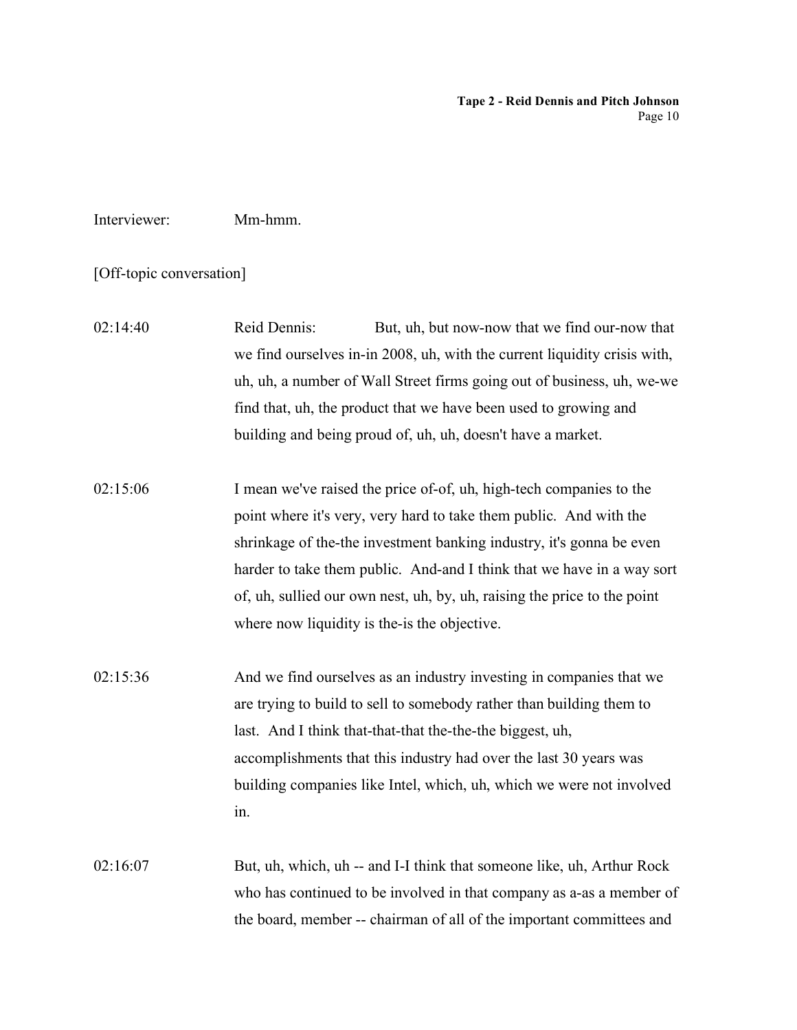Interviewer: Mm-hmm.

[Off-topic conversation]

02:14:40 Reid Dennis: But, uh, but now-now that we find our-now that we find ourselves in-in 2008, uh, with the current liquidity crisis with, uh, uh, a number of Wall Street firms going out of business, uh, we-we find that, uh, the product that we have been used to growing and building and being proud of, uh, uh, doesn't have a market.

02:15:06 I mean we've raised the price of-of, uh, high-tech companies to the point where it's very, very hard to take them public. And with the shrinkage of the-the investment banking industry, it's gonna be even harder to take them public. And-and I think that we have in a way sort of, uh, sullied our own nest, uh, by, uh, raising the price to the point where now liquidity is the-is the objective.

02:15:36 And we find ourselves as an industry investing in companies that we are trying to build to sell to somebody rather than building them to last. And I think that-that-that the-the-the biggest, uh, accomplishments that this industry had over the last 30 years was building companies like Intel, which, uh, which we were not involved in.

02:16:07 But, uh, which, uh -- and I-I think that someone like, uh, Arthur Rock who has continued to be involved in that company as a-as a member of the board, member -- chairman of all of the important committees and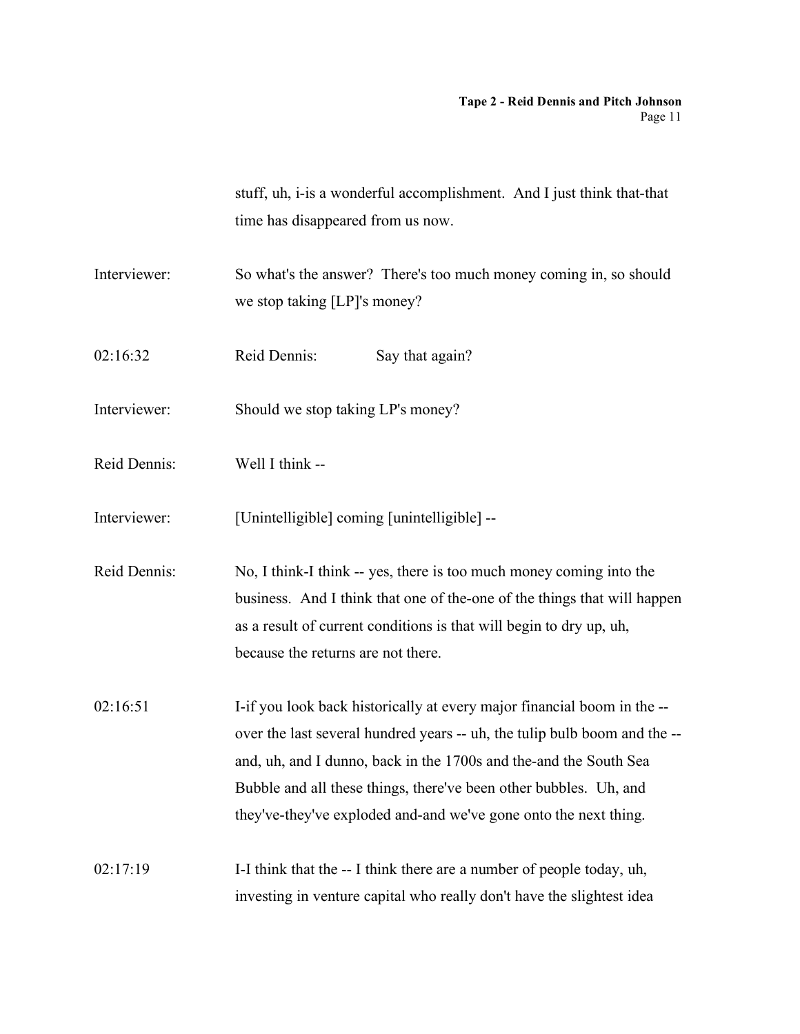stuff, uh, i-is a wonderful accomplishment. And I just think that-that time has disappeared from us now.

Interviewer: So what's the answer? There's too much money coming in, so should we stop taking [LP]'s money?

02:16:32 Reid Dennis: Say that again?

Interviewer: Should we stop taking LP's money?

Reid Dennis: Well I think --

Interviewer: [Unintelligible] coming [unintelligible] --

Reid Dennis: No, I think-I think -- yes, there is too much money coming into the business. And I think that one of the-one of the things that will happen as a result of current conditions is that will begin to dry up, uh, because the returns are not there.

02:16:51 I-if you look back historically at every major financial boom in the -- over the last several hundred years -- uh, the tulip bulb boom and the -- and, uh, and I dunno, back in the 1700s and the-and the South Sea Bubble and all these things, there've been other bubbles. Uh, and they've-they've exploded and-and we've gone onto the next thing.

02:17:19 I-I think that the -- I think there are a number of people today, uh, investing in venture capital who really don't have the slightest idea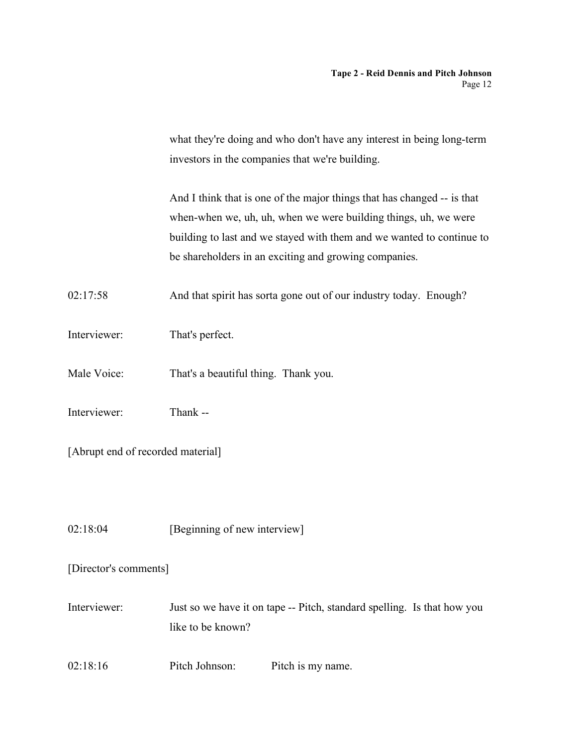what they're doing and who don't have any interest in being long-term investors in the companies that we're building.

And I think that is one of the major things that has changed -- is that when-when we, uh, uh, when we were building things, uh, we were building to last and we stayed with them and we wanted to continue to be shareholders in an exciting and growing companies.

02:17:58 And that spirit has sorta gone out of our industry today. Enough?

Interviewer: That's perfect.

Male Voice: That's a beautiful thing. Thank you.

Interviewer: Thank --

[Abrupt end of recorded material]

02:18:04 [Beginning of new interview]

[Director's comments]

Interviewer: Just so we have it on tape -- Pitch, standard spelling. Is that how you like to be known?

02:18:16 Pitch Johnson: Pitch is my name.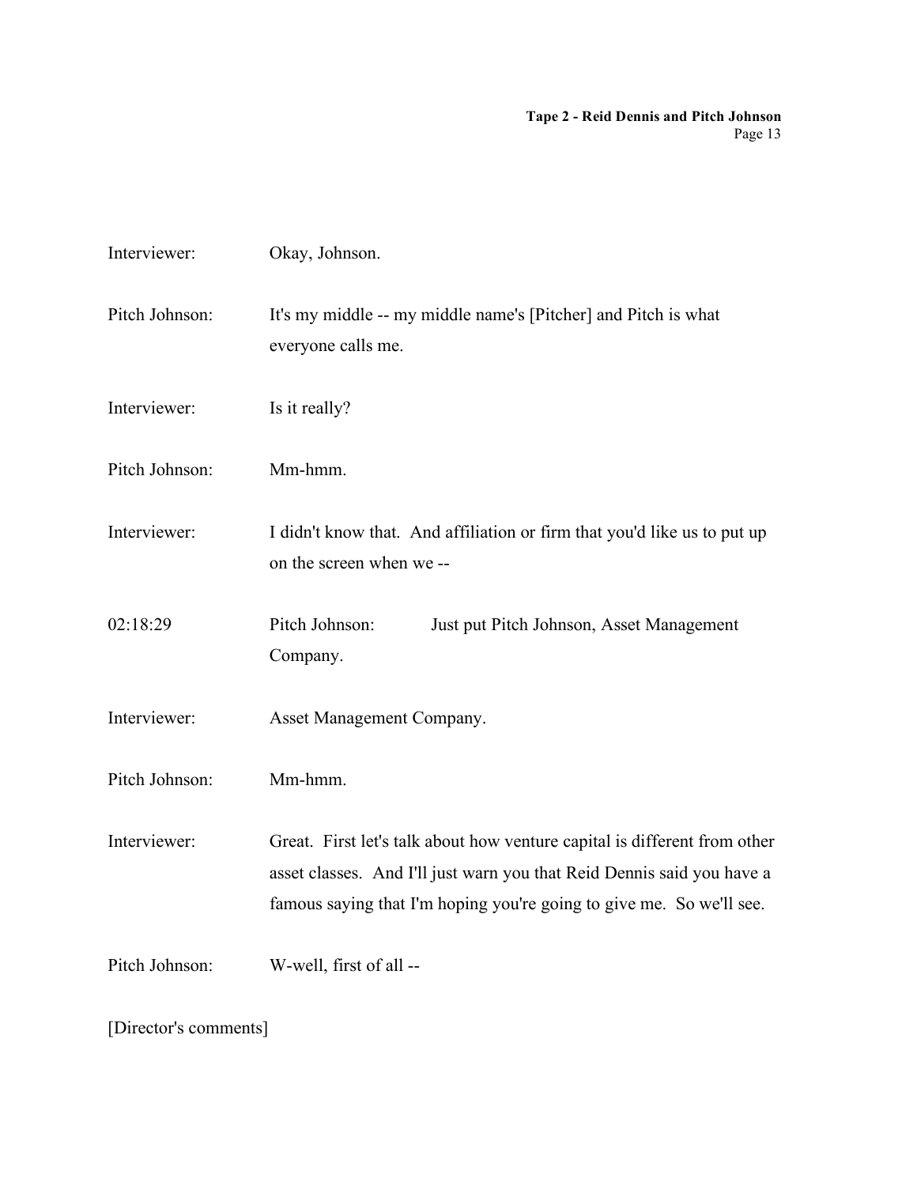Interviewer: Okay, Johnson.

Pitch Johnson: It's my middle -- my middle name's [Pitcher] and Pitch is what everyone calls me.

Interviewer: Is it really?

Pitch Johnson: Mm-hmm.

Interviewer: I didn't know that. And affiliation or firm that you'd like us to put up on the screen when we --

02:18:29 Pitch Johnson: Just put Pitch Johnson, Asset Management Company.

Interviewer: Asset Management Company.

Pitch Johnson: Mm-hmm.

Interviewer: Great. First let's talk about how venture capital is different from other asset classes. And I'll just warn you that Reid Dennis said you have a famous saying that I'm hoping you're going to give me. So we'll see.

Pitch Johnson: W-well, first of all --

[Director's comments]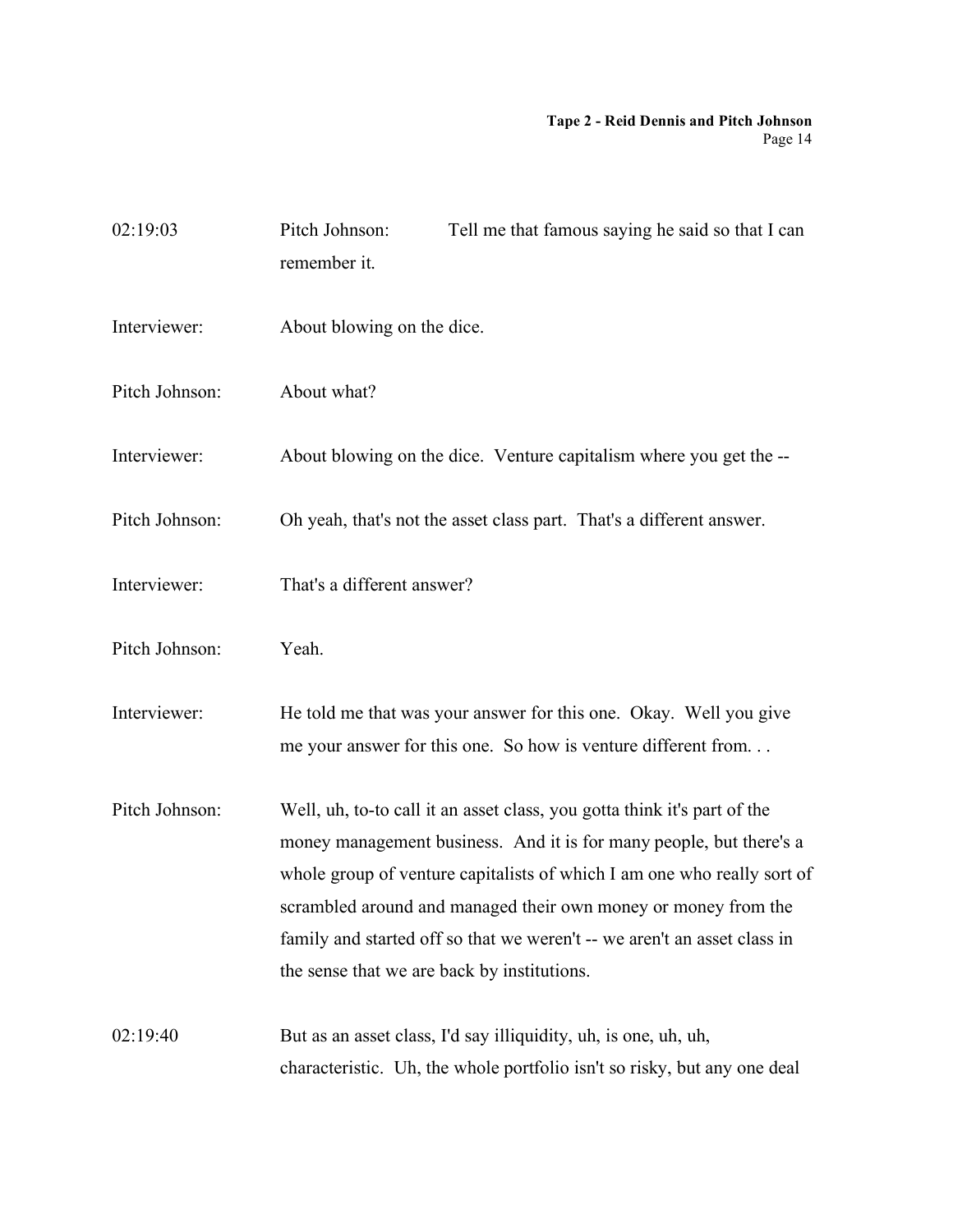02:19:03 Pitch Johnson: Tell me that famous saying he said so that I can remember it.

Interviewer: About blowing on the dice.

Pitch Johnson: About what?

Interviewer: About blowing on the dice. Venture capitalism where you get the --

Pitch Johnson: Oh yeah, that's not the asset class part. That's a different answer.

Interviewer: That's a different answer?

Pitch Johnson: Yeah.

Interviewer: He told me that was your answer for this one. Okay. Well you give me your answer for this one. So how is venture different from. . .

Pitch Johnson: Well, uh, to-to call it an asset class, you gotta think it's part of the money management business. And it is for many people, but there's a whole group of venture capitalists of which I am one who really sort of scrambled around and managed their own money or money from the family and started off so that we weren't -- we aren't an asset class in the sense that we are back by institutions.

02:19:40 But as an asset class, I'd say illiquidity, uh, is one, uh, uh, characteristic. Uh, the whole portfolio isn't so risky, but any one deal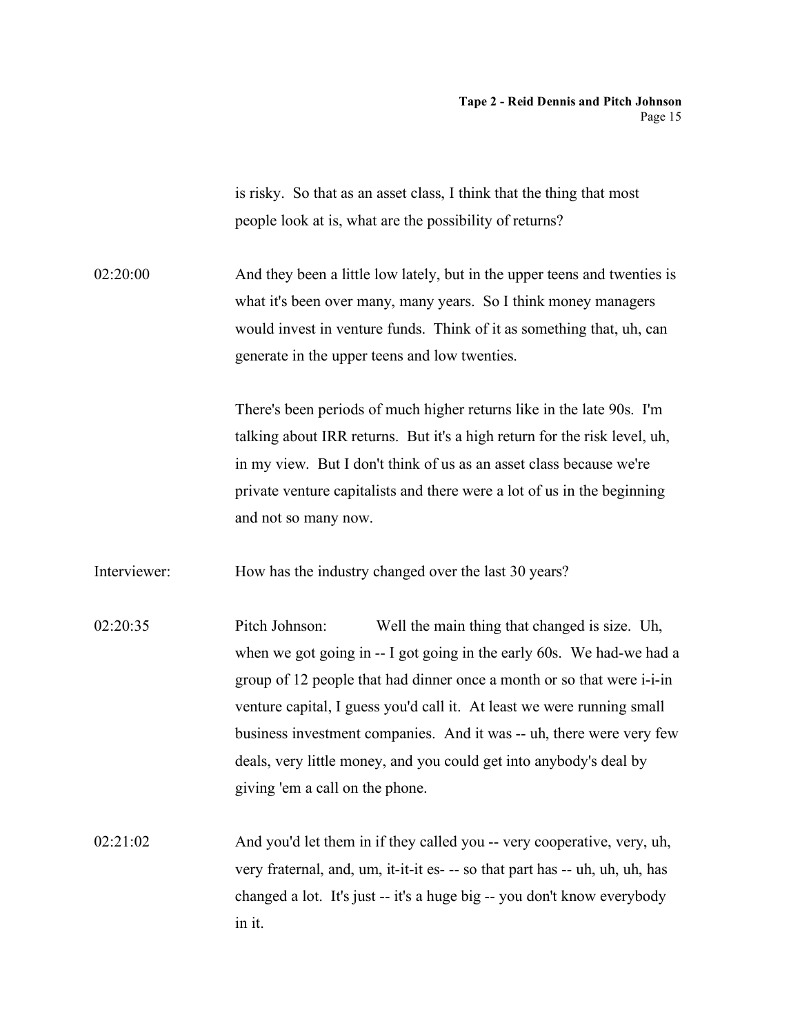is risky. So that as an asset class, I think that the thing that most people look at is, what are the possibility of returns?

02:20:00 And they been a little low lately, but in the upper teens and twenties is what it's been over many, many years. So I think money managers would invest in venture funds. Think of it as something that, uh, can generate in the upper teens and low twenties.

There's been periods of much higher returns like in the late 90s. I'm talking about IRR returns. But it's a high return for the risk level, uh, in my view. But I don't think of us as an asset class because we're private venture capitalists and there were a lot of us in the beginning and not so many now.

Interviewer: How has the industry changed over the last 30 years?

02:20:35 Pitch Johnson: Well the main thing that changed is size. Uh, when we got going in -- I got going in the early 60s. We had-we had a group of 12 people that had dinner once a month or so that were i-i-in venture capital, I guess you'd call it. At least we were running small business investment companies. And it was -- uh, there were very few deals, very little money, and you could get into anybody's deal by giving 'em a call on the phone.

02:21:02 And you'd let them in if they called you -- very cooperative, very, uh, very fraternal, and, um, it-it-it es- -- so that part has -- uh, uh, uh, has changed a lot. It's just -- it's a huge big -- you don't know everybody in it.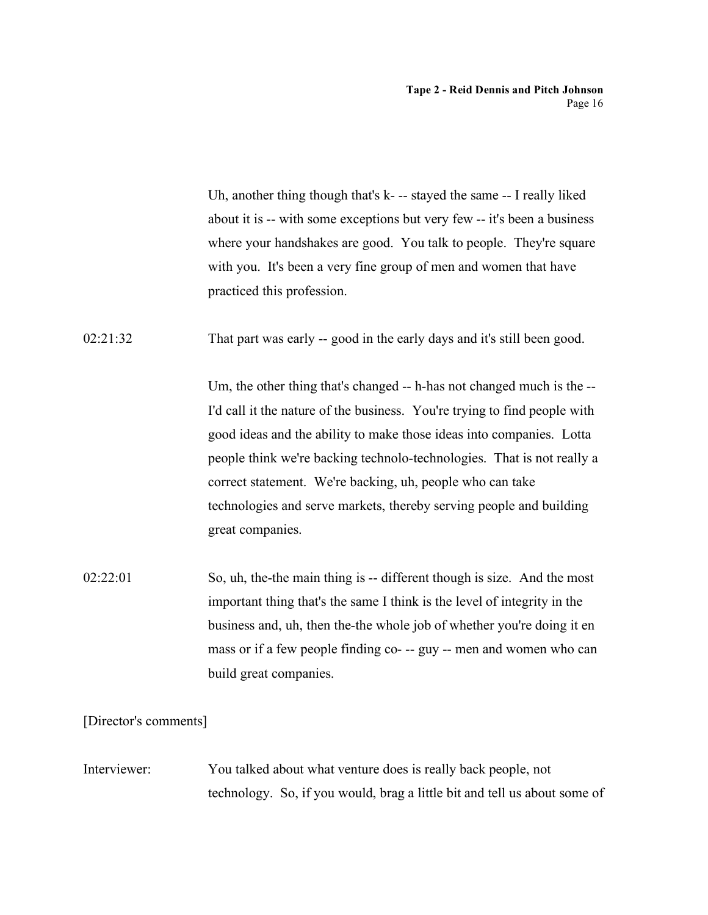Uh, another thing though that's k- -- stayed the same -- I really liked about it is -- with some exceptions but very few -- it's been a business where your handshakes are good. You talk to people. They're square with you. It's been a very fine group of men and women that have practiced this profession.

02:21:32 That part was early -- good in the early days and it's still been good.

Um, the other thing that's changed -- h-has not changed much is the -- I'd call it the nature of the business. You're trying to find people with good ideas and the ability to make those ideas into companies. Lotta people think we're backing technolo-technologies. That is not really a correct statement. We're backing, uh, people who can take technologies and serve markets, thereby serving people and building great companies.

02:22:01 So, uh, the-the main thing is -- different though is size. And the most important thing that's the same I think is the level of integrity in the business and, uh, then the-the whole job of whether you're doing it en mass or if a few people finding co- -- guy -- men and women who can build great companies.

[Director's comments]

Interviewer: You talked about what venture does is really back people, not technology. So, if you would, brag a little bit and tell us about some of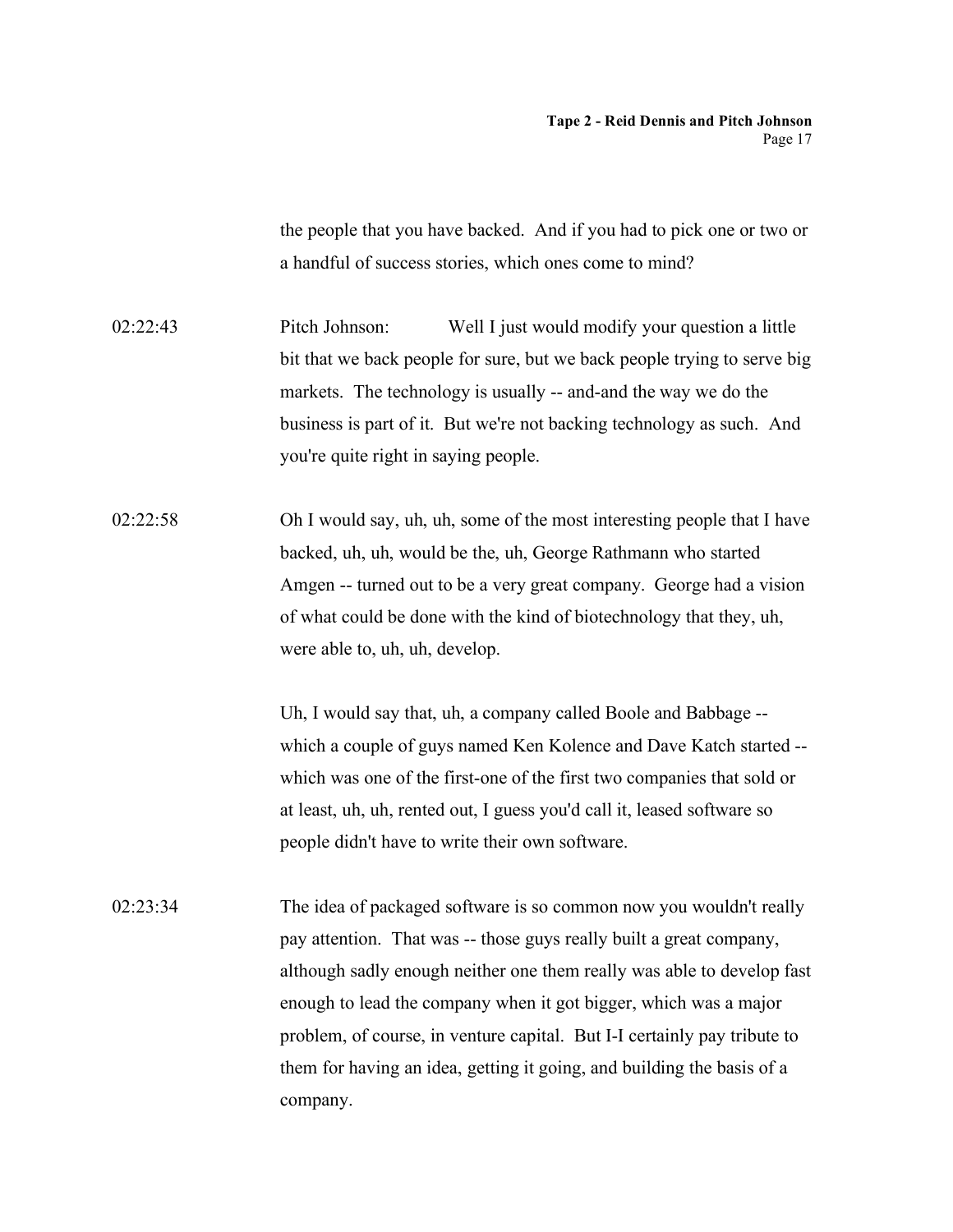the people that you have backed. And if you had to pick one or two or a handful of success stories, which ones come to mind?

02:22:43 Pitch Johnson: Well I just would modify your question a little bit that we back people for sure, but we back people trying to serve big markets. The technology is usually -- and-and the way we do the business is part of it. But we're not backing technology as such. And you're quite right in saying people.

02:22:58 Oh I would say, uh, uh, some of the most interesting people that I have backed, uh, uh, would be the, uh, George Rathmann who started Amgen -- turned out to be a very great company. George had a vision of what could be done with the kind of biotechnology that they, uh, were able to, uh, uh, develop.

Uh, I would say that, uh, a company called Boole and Babbage -- which a couple of guys named Ken Kolence and Dave Katch started -- which was one of the first-one of the first two companies that sold or at least, uh, uh, rented out, I guess you'd call it, leased software so people didn't have to write their own software.

02:23:34 The idea of packaged software is so common now you wouldn't really pay attention. That was -- those guys really built a great company, although sadly enough neither one them really was able to develop fast enough to lead the company when it got bigger, which was a major problem, of course, in venture capital. But I-I certainly pay tribute to them for having an idea, getting it going, and building the basis of a company.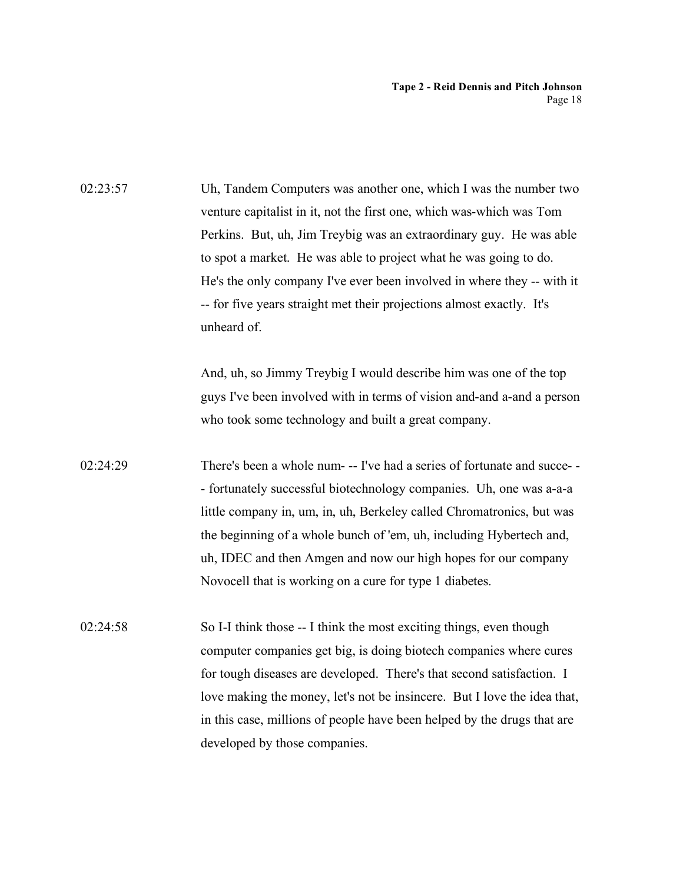02:23:57 Uh, Tandem Computers was another one, which I was the number two venture capitalist in it, not the first one, which was-which was Tom Perkins. But, uh, Jim Treybig was an extraordinary guy. He was able to spot a market. He was able to project what he was going to do. He's the only company I've ever been involved in where they -- with it -- for five years straight met their projections almost exactly. It's unheard of.

And, uh, so Jimmy Treybig I would describe him was one of the top guys I've been involved with in terms of vision and-and a-and a person who took some technology and built a great company.

02:24:29 There's been a whole num- -- I've had a series of fortunate and succe- -- fortunately successful biotechnology companies. Uh, one was a-a-a little company in, um, in, uh, Berkeley called Chromatronics, but was the beginning of a whole bunch of 'em, uh, including Hybertech and, uh, IDEC and then Amgen and now our high hopes for our company Novocell that is working on a cure for type 1 diabetes.

02:24:58 So I-I think those -- I think the most exciting things, even though computer companies get big, is doing biotech companies where cures for tough diseases are developed. There's that second satisfaction. I love making the money, let's not be insincere. But I love the idea that, in this case, millions of people have been helped by the drugs that are developed by those companies.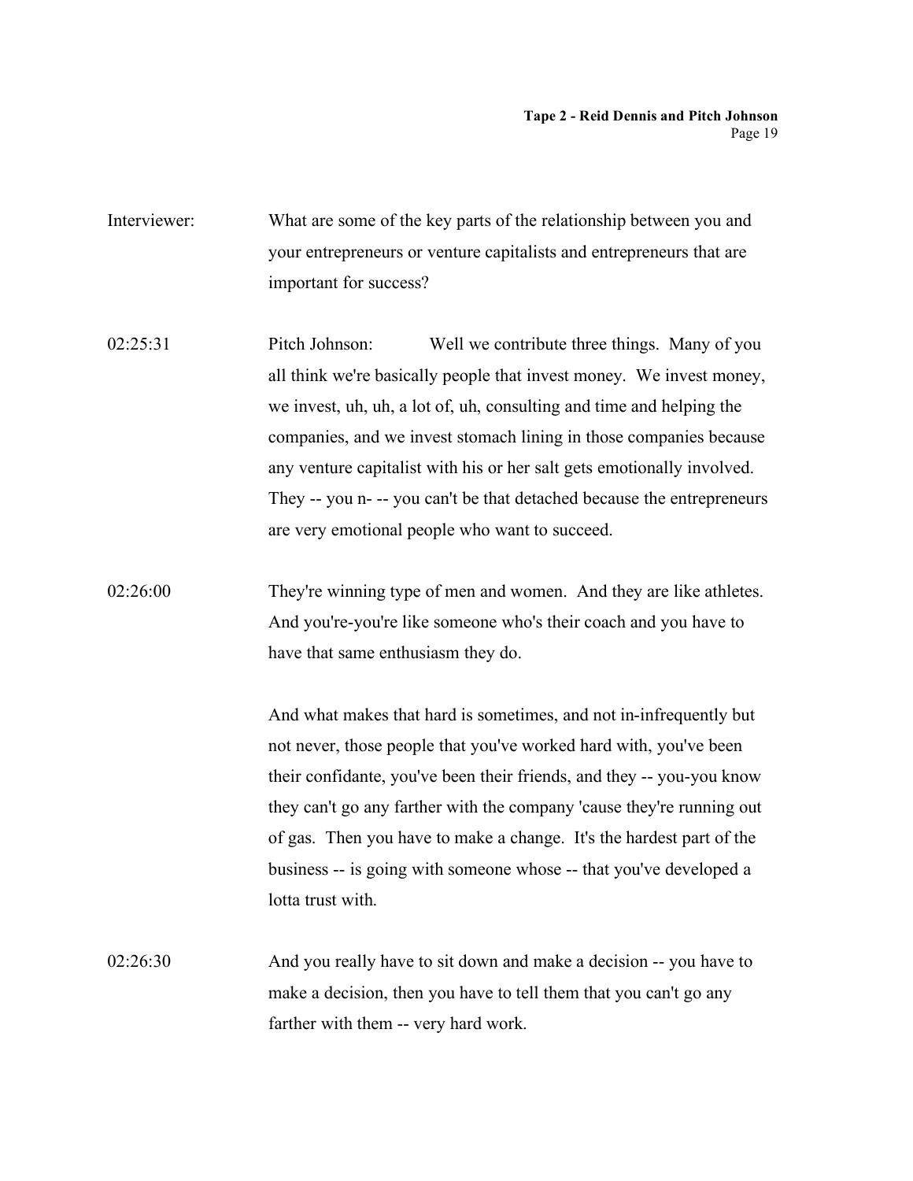Interviewer: What are some of the key parts of the relationship between you and your entrepreneurs or venture capitalists and entrepreneurs that are important for success?

02:25:31 Pitch Johnson: Well we contribute three things. Many of you all think we're basically people that invest money. We invest money, we invest, uh, uh, a lot of, uh, consulting and time and helping the companies, and we invest stomach lining in those companies because any venture capitalist with his or her salt gets emotionally involved. They -- you n- -- you can't be that detached because the entrepreneurs are very emotional people who want to succeed.

02:26:00 They're winning type of men and women. And they are like athletes. And you're-you're like someone who's their coach and you have to have that same enthusiasm they do.

And what makes that hard is sometimes, and not in-infrequently but not never, those people that you've worked hard with, you've been their confidante, you've been their friends, and they -- you-you know they can't go any farther with the company 'cause they're running out of gas. Then you have to make a change. It's the hardest part of the business -- is going with someone whose -- that you've developed a lotta trust with.

02:26:30 And you really have to sit down and make a decision -- you have to make a decision, then you have to tell them that you can't go any farther with them -- very hard work.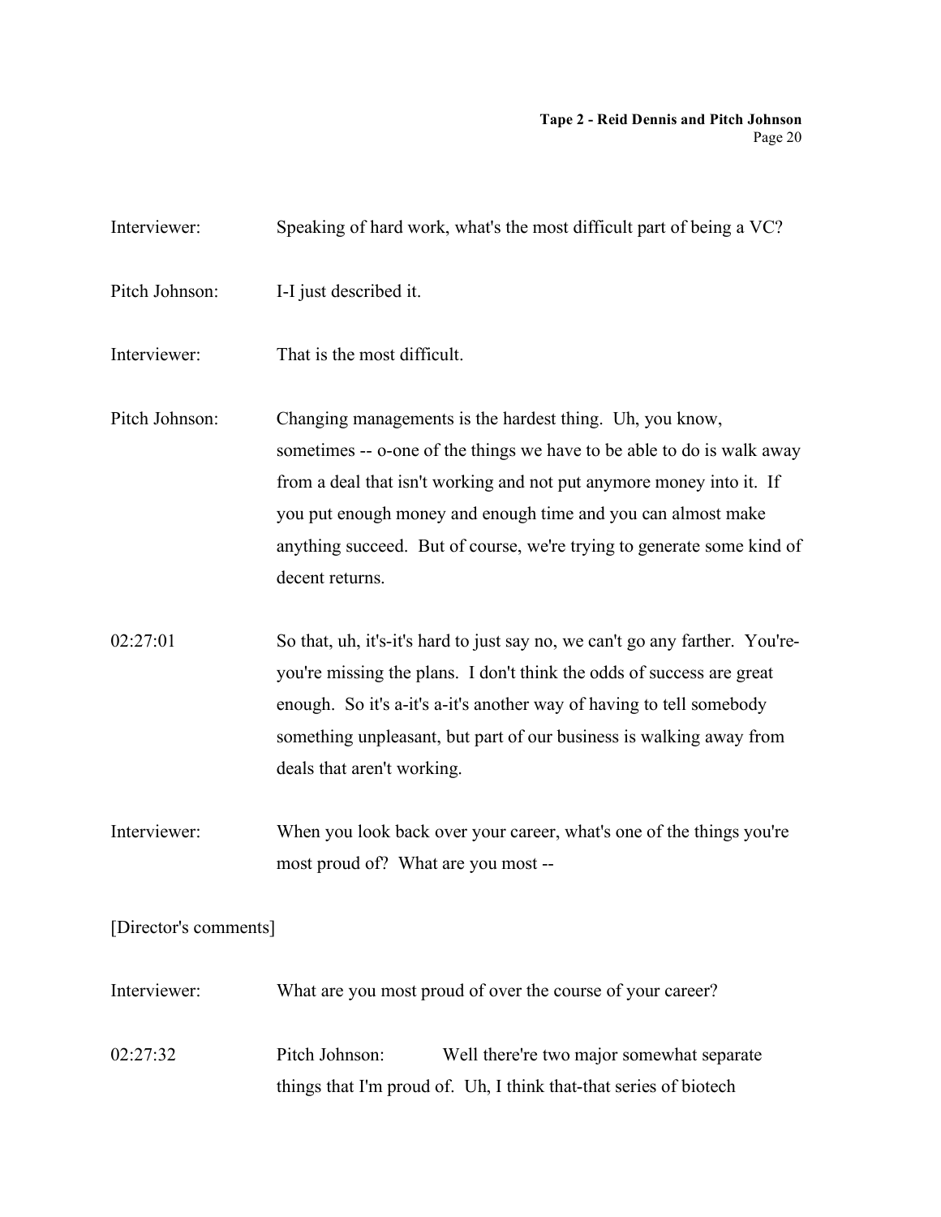Interviewer: Speaking of hard work, what's the most difficult part of being a VC?

Pitch Johnson: I-I just described it.

Interviewer: That is the most difficult.

Pitch Johnson: Changing managements is the hardest thing. Uh, you know, sometimes -- o-one of the things we have to be able to do is walk away from a deal that isn't working and not put anymore money into it. If you put enough money and enough time and you can almost make anything succeed. But of course, we're trying to generate some kind of decent returns.

02:27:01 So that, uh, it's-it's hard to just say no, we can't go any farther. You're-you're missing the plans. I don't think the odds of success are great enough. So it's a-it's a-it's another way of having to tell somebody something unpleasant, but part of our business is walking away from deals that aren't working.

Interviewer: When you look back over your career, what's one of the things you're most proud of? What are you most --

[Director's comments]

Interviewer: What are you most proud of over the course of your career?

02:27:32 Pitch Johnson: Well there're two major somewhat separate things that I'm proud of. Uh, I think that-that series of biotech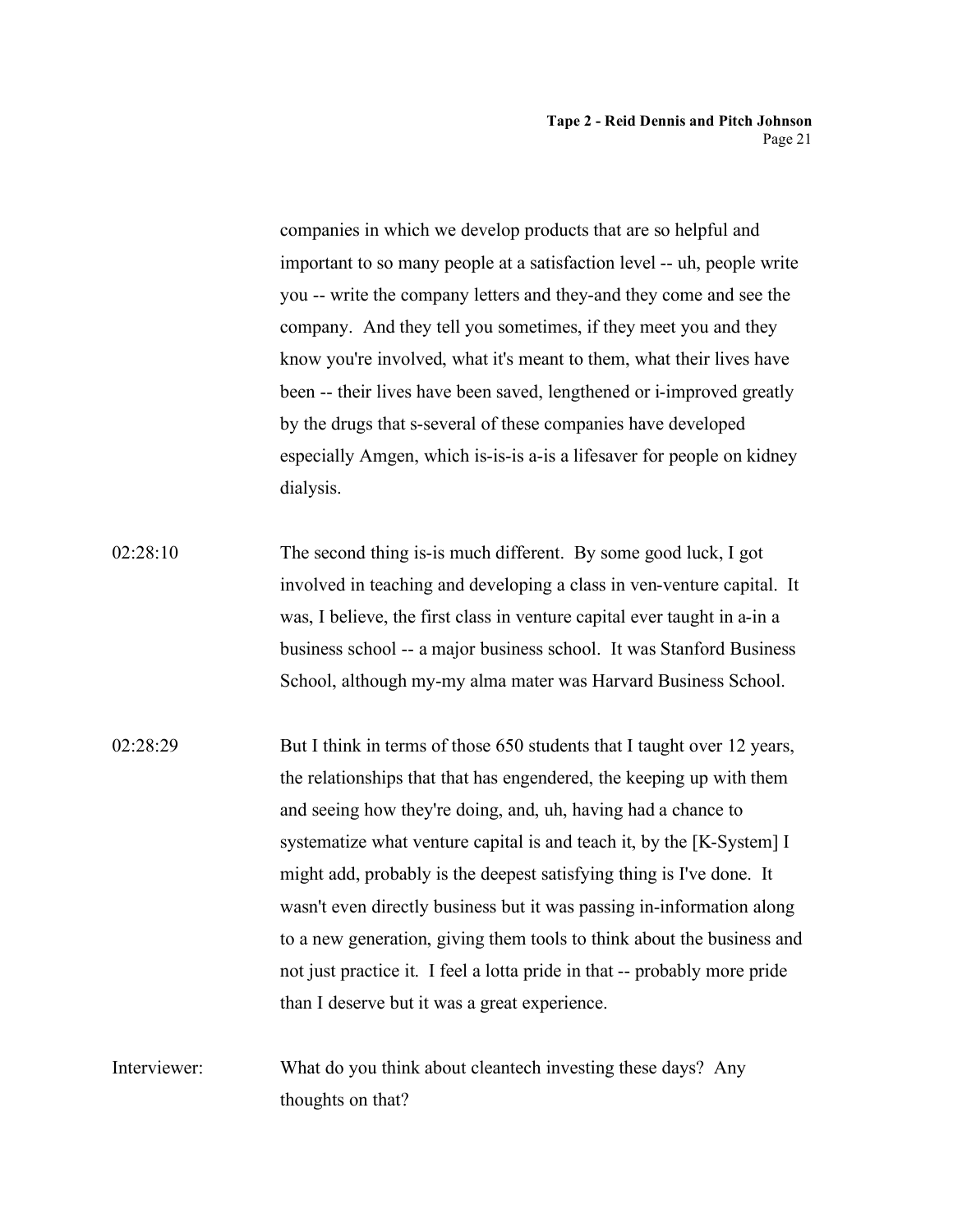companies in which we develop products that are so helpful and important to so many people at a satisfaction level -- uh, people write you -- write the company letters and they-and they come and see the company. And they tell you sometimes, if they meet you and they know you're involved, what it's meant to them, what their lives have been -- their lives have been saved, lengthened or i-improved greatly by the drugs that s-several of these companies have developed especially Amgen, which is-is-is a-is a lifesaver for people on kidney dialysis.

02:28:10 The second thing is-is much different. By some good luck, I got involved in teaching and developing a class in ven-venture capital. It was, I believe, the first class in venture capital ever taught in a-in a business school -- a major business school. It was Stanford Business School, although my-my alma mater was Harvard Business School.

02:28:29 But I think in terms of those 650 students that I taught over 12 years, the relationships that that has engendered, the keeping up with them and seeing how they're doing, and, uh, having had a chance to systematize what venture capital is and teach it, by the [K-System] I might add, probably is the deepest satisfying thing is I've done. It wasn't even directly business but it was passing in-information along to a new generation, giving them tools to think about the business and not just practice it. I feel a lotta pride in that -- probably more pride than I deserve but it was a great experience.

Interviewer: What do you think about cleantech investing these days? Any thoughts on that?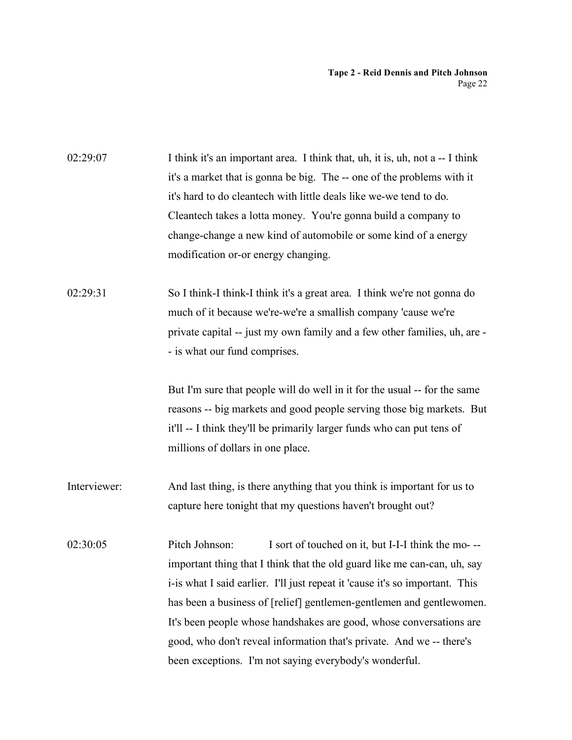02:29:07 I think it's an important area. I think that, uh, it is, uh, not a -- I think it's a market that is gonna be big. The -- one of the problems with it it's hard to do cleantech with little deals like we-we tend to do. Cleantech takes a lotta money. You're gonna build a company to change-change a new kind of automobile or some kind of a energy modification or-or energy changing.

02:29:31 So I think-I think-I think it's a great area. I think we're not gonna do much of it because we're-we're a smallish company 'cause we're private capital -- just my own family and a few other families, uh, are -- is what our fund comprises.

But I'm sure that people will do well in it for the usual -- for the same reasons -- big markets and good people serving those big markets. But it'll -- I think they'll be primarily larger funds who can put tens of millions of dollars in one place.

Interviewer: And last thing, is there anything that you think is important for us to capture here tonight that my questions haven't brought out?

02:30:05 Pitch Johnson: I sort of touched on it, but I-I-I think the mo- -- important thing that I think that the old guard like me can-can, uh, say i-is what I said earlier. I'll just repeat it 'cause it's so important. This has been a business of [relief] gentlemen-gentlemen and gentlewomen. It's been people whose handshakes are good, whose conversations are good, who don't reveal information that's private. And we -- there's been exceptions. I'm not saying everybody's wonderful.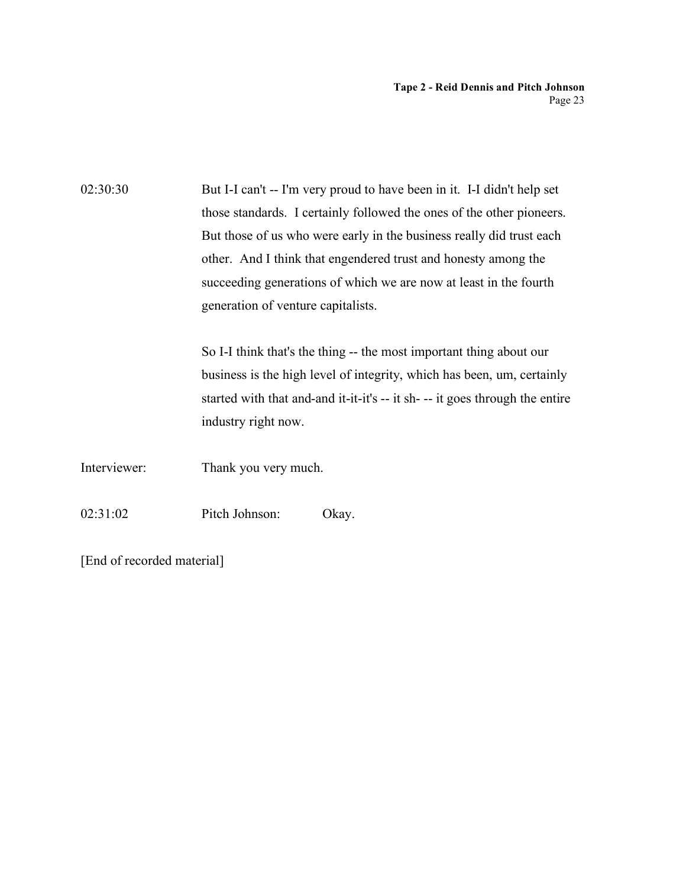02:30:30 But I-I can't -- I'm very proud to have been in it. I-I didn't help set those standards. I certainly followed the ones of the other pioneers. But those of us who were early in the business really did trust each other. And I think that engendered trust and honesty among the succeeding generations of which we are now at least in the fourth generation of venture capitalists.

So I-I think that's the thing -- the most important thing about our business is the high level of integrity, which has been, um, certainly started with that and-and it-it-it's -- it sh- -- it goes through the entire industry right now.

Interviewer: Thank you very much.

02:31:02 Pitch Johnson: Okay.

[End of recorded material]